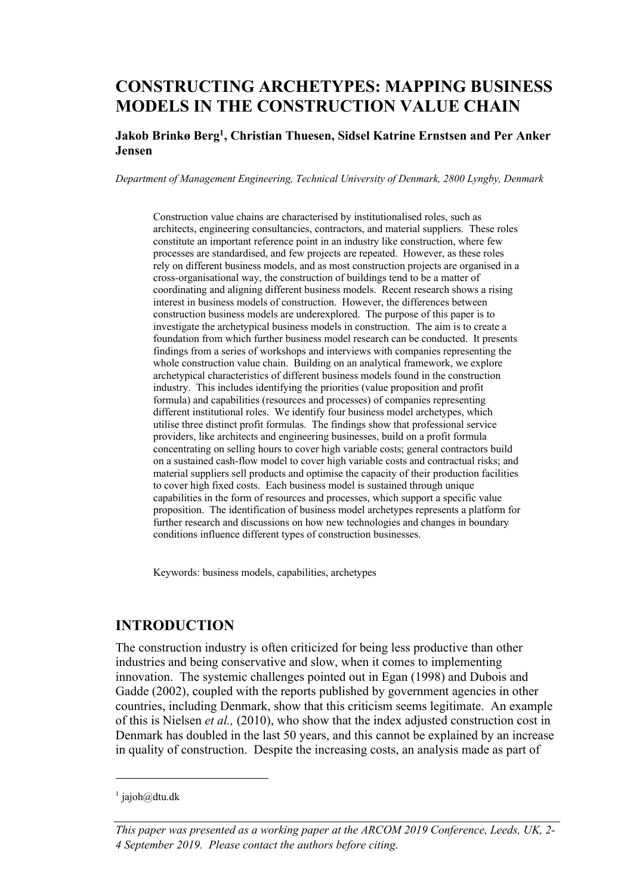# CONSTRUCTING ARCHETYPES: MAPPING BUSINESS MODELS IN THE CONSTRUCTION VALUE CHAIN

**Jakob Brinkø Berg[1], Christian Thuesen, Sidsel Katrine Ernstsen and Per Anker Jensen**

*Department of Management Engineering, Technical University of Denmark, 2800 Lyngby, Denmark*

Construction value chains are characterised by institutionalised roles, such as architects, engineering consultancies, contractors, and material suppliers. These roles constitute an important reference point in an industry like construction, where few processes are standardised, and few projects are repeated. However, as these roles rely on different business models, and as most construction projects are organised in a cross-organisational way, the construction of buildings tend to be a matter of coordinating and aligning different business models. Recent research shows a rising interest in business models of construction. However, the differences between construction business models are underexplored. The purpose of this paper is to investigate the archetypical business models in construction. The aim is to create a foundation from which further business model research can be conducted. It presents findings from a series of workshops and interviews with companies representing the whole construction value chain. Building on an analytical framework, we explore archetypical characteristics of different business models found in the construction industry. This includes identifying the priorities (value proposition and profit formula) and capabilities (resources and processes) of companies representing different institutional roles. We identify four business model archetypes, which utilise three distinct profit formulas. The findings show that professional service providers, like architects and engineering businesses, build on a profit formula concentrating on selling hours to cover high variable costs; general contractors build on a sustained cash-flow model to cover high variable costs and contractual risks; and material suppliers sell products and optimise the capacity of their production facilities to cover high fixed costs. Each business model is sustained through unique capabilities in the form of resources and processes, which support a specific value proposition. The identification of business model archetypes represents a platform for further research and discussions on how new technologies and changes in boundary conditions influence different types of construction businesses.

Keywords: business models, capabilities, archetypes

## INTRODUCTION

The construction industry is often criticized for being less productive than other industries and being conservative and slow, when it comes to implementing innovation. The systemic challenges pointed out in Egan (1998) and Dubois and Gadde (2002), coupled with the reports published by government agencies in other countries, including Denmark, show that this criticism seems legitimate. An example of this is Nielsen *et al.,* (2010), who show that the index adjusted construction cost in Denmark has doubled in the last 50 years, and this cannot be explained by an increase in quality of construction. Despite the increasing costs, an analysis made as part of

[1] jajoh@dtu.dk

*This paper was presented as a working paper at the ARCOM 2019 Conference, Leeds, UK, 2-4 September 2019. Please contact the authors before citing.*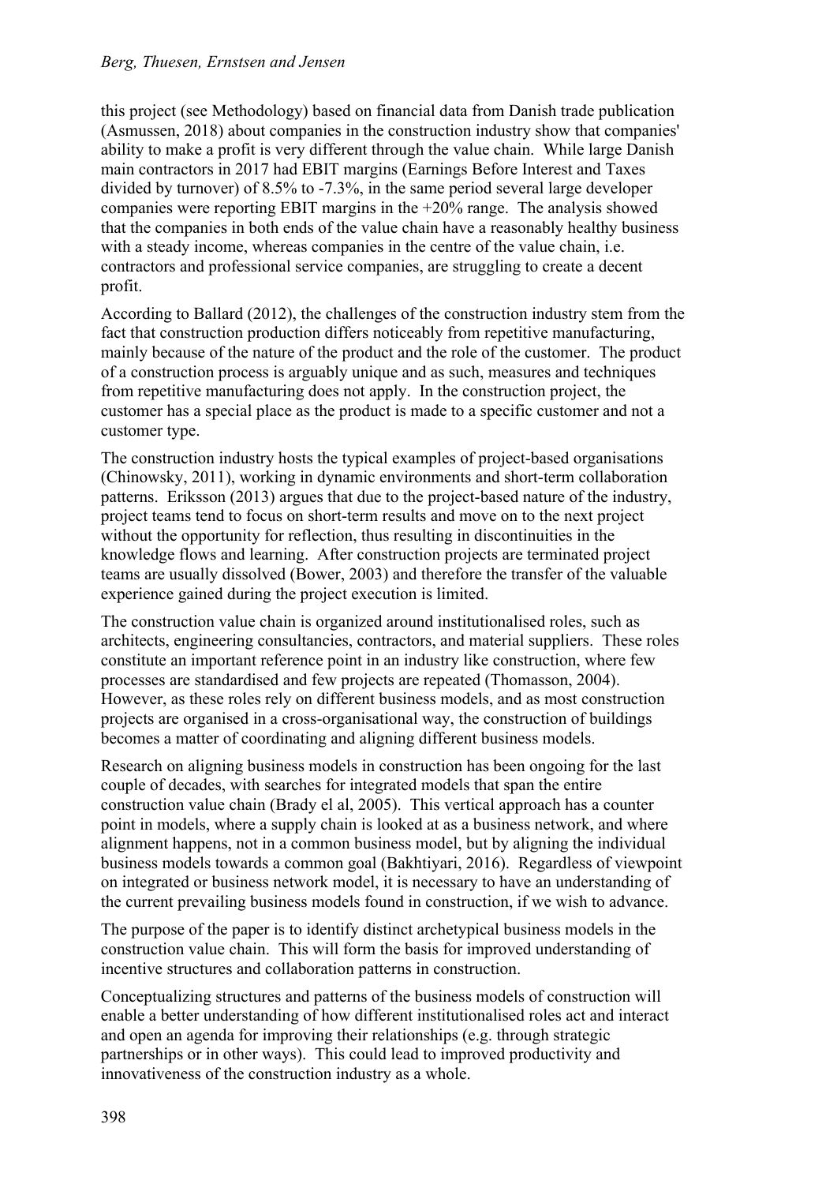this project (see Methodology) based on financial data from Danish trade publication (Asmussen, 2018) about companies in the construction industry show that companies' ability to make a profit is very different through the value chain. While large Danish main contractors in 2017 had EBIT margins (Earnings Before Interest and Taxes divided by turnover) of 8.5% to -7.3%, in the same period several large developer companies were reporting EBIT margins in the +20% range. The analysis showed that the companies in both ends of the value chain have a reasonably healthy business with a steady income, whereas companies in the centre of the value chain, i.e. contractors and professional service companies, are struggling to create a decent profit.

According to Ballard (2012), the challenges of the construction industry stem from the fact that construction production differs noticeably from repetitive manufacturing, mainly because of the nature of the product and the role of the customer. The product of a construction process is arguably unique and as such, measures and techniques from repetitive manufacturing does not apply. In the construction project, the customer has a special place as the product is made to a specific customer and not a customer type.

The construction industry hosts the typical examples of project-based organisations (Chinowsky, 2011), working in dynamic environments and short-term collaboration patterns. Eriksson (2013) argues that due to the project-based nature of the industry, project teams tend to focus on short-term results and move on to the next project without the opportunity for reflection, thus resulting in discontinuities in the knowledge flows and learning. After construction projects are terminated project teams are usually dissolved (Bower, 2003) and therefore the transfer of the valuable experience gained during the project execution is limited.

The construction value chain is organized around institutionalised roles, such as architects, engineering consultancies, contractors, and material suppliers. These roles constitute an important reference point in an industry like construction, where few processes are standardised and few projects are repeated (Thomasson, 2004). However, as these roles rely on different business models, and as most construction projects are organised in a cross-organisational way, the construction of buildings becomes a matter of coordinating and aligning different business models.

Research on aligning business models in construction has been ongoing for the last couple of decades, with searches for integrated models that span the entire construction value chain (Brady el al, 2005). This vertical approach has a counter point in models, where a supply chain is looked at as a business network, and where alignment happens, not in a common business model, but by aligning the individual business models towards a common goal (Bakhtiyari, 2016). Regardless of viewpoint on integrated or business network model, it is necessary to have an understanding of the current prevailing business models found in construction, if we wish to advance.

The purpose of the paper is to identify distinct archetypical business models in the construction value chain. This will form the basis for improved understanding of incentive structures and collaboration patterns in construction.

Conceptualizing structures and patterns of the business models of construction will enable a better understanding of how different institutionalised roles act and interact and open an agenda for improving their relationships (e.g. through strategic partnerships or in other ways). This could lead to improved productivity and innovativeness of the construction industry as a whole.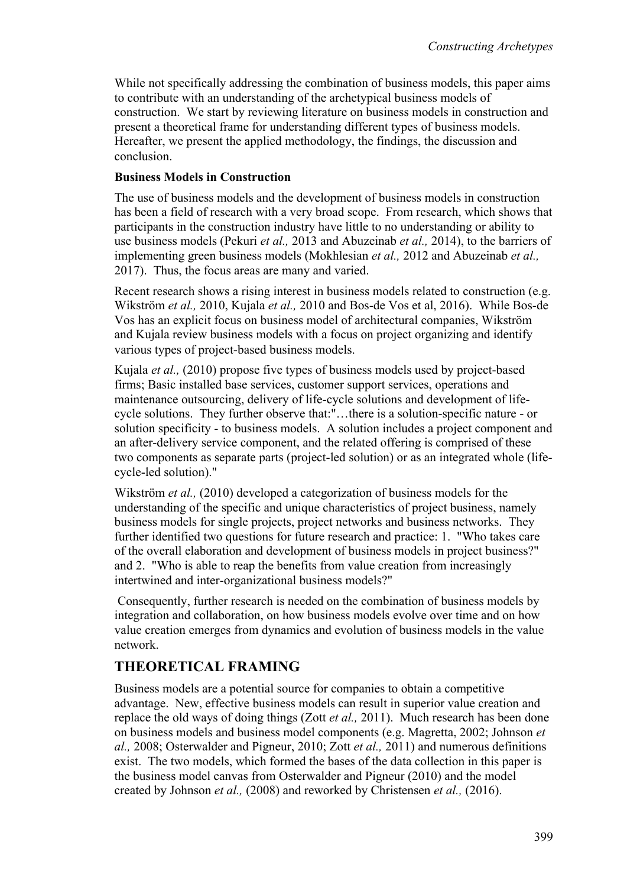While not specifically addressing the combination of business models, this paper aims to contribute with an understanding of the archetypical business models of construction. We start by reviewing literature on business models in construction and present a theoretical frame for understanding different types of business models. Hereafter, we present the applied methodology, the findings, the discussion and conclusion.

**Business Models in Construction**

The use of business models and the development of business models in construction has been a field of research with a very broad scope. From research, which shows that participants in the construction industry have little to no understanding or ability to use business models (Pekuri *et al.,* 2013 and Abuzeinab *et al.,* 2014), to the barriers of implementing green business models (Mokhlesian *et al.,* 2012 and Abuzeinab *et al.,* 2017). Thus, the focus areas are many and varied.

Recent research shows a rising interest in business models related to construction (e.g. Wikström *et al.,* 2010, Kujala *et al.,* 2010 and Bos-de Vos et al, 2016). While Bos-de Vos has an explicit focus on business model of architectural companies, Wikström and Kujala review business models with a focus on project organizing and identify various types of project-based business models.

Kujala *et al.,* (2010) propose five types of business models used by project-based firms; Basic installed base services, customer support services, operations and maintenance outsourcing, delivery of life-cycle solutions and development of life-cycle solutions. They further observe that:"…there is a solution-specific nature - or solution specificity - to business models. A solution includes a project component and an after-delivery service component, and the related offering is comprised of these two components as separate parts (project-led solution) or as an integrated whole (life-cycle-led solution)."

Wikström *et al.,* (2010) developed a categorization of business models for the understanding of the specific and unique characteristics of project business, namely business models for single projects, project networks and business networks. They further identified two questions for future research and practice: 1. "Who takes care of the overall elaboration and development of business models in project business?" and 2. "Who is able to reap the benefits from value creation from increasingly intertwined and inter-organizational business models?"

Consequently, further research is needed on the combination of business models by integration and collaboration, on how business models evolve over time and on how value creation emerges from dynamics and evolution of business models in the value network.

## THEORETICAL FRAMING

Business models are a potential source for companies to obtain a competitive advantage. New, effective business models can result in superior value creation and replace the old ways of doing things (Zott *et al.,* 2011). Much research has been done on business models and business model components (e.g. Magretta, 2002; Johnson *et al.,* 2008; Osterwalder and Pigneur, 2010; Zott *et al.,* 2011) and numerous definitions exist. The two models, which formed the bases of the data collection in this paper is the business model canvas from Osterwalder and Pigneur (2010) and the model created by Johnson *et al.,* (2008) and reworked by Christensen *et al.,* (2016).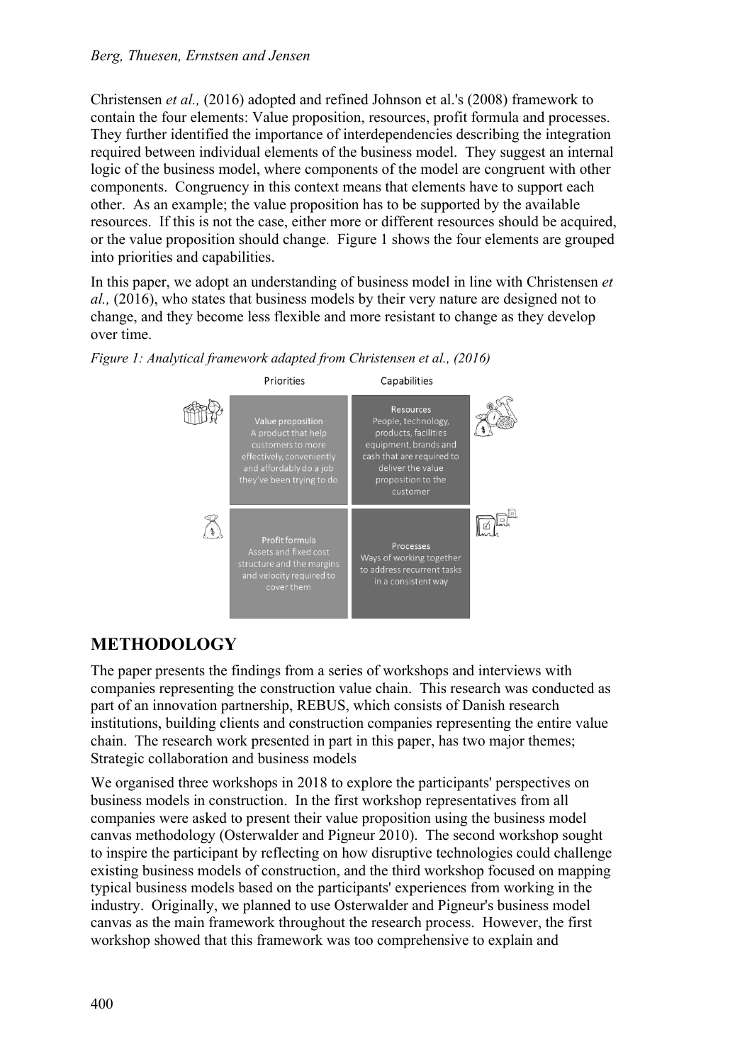Christensen *et al.,* (2016) adopted and refined Johnson et al.'s (2008) framework to contain the four elements: Value proposition, resources, profit formula and processes. They further identified the importance of interdependencies describing the integration required between individual elements of the business model. They suggest an internal logic of the business model, where components of the model are congruent with other components. Congruency in this context means that elements have to support each other. As an example; the value proposition has to be supported by the available resources. If this is not the case, either more or different resources should be acquired, or the value proposition should change. Figure 1 shows the four elements are grouped into priorities and capabilities.

In this paper, we adopt an understanding of business model in line with Christensen *et al.,* (2016), who states that business models by their very nature are designed not to change, and they become less flexible and more resistant to change as they develop over time.

*Figure 1: Analytical framework adapted from Christensen et al., (2016)*

| Priorities | Capabilities |
| --- | --- |
| Value proposition<br>A product that help customers to more effectively, conveniently and affordably do a job they've been trying to do | Resources<br>People, technology, products, facilities equipment, brands and cash that are required to deliver the value proposition to the customer |
| Profit formula<br>Assets and fixed cost structure and the margins and velocity required to cover them | Processes<br>Ways of working together to address recurrent tasks in a consistent way |

## METHODOLOGY

The paper presents the findings from a series of workshops and interviews with companies representing the construction value chain. This research was conducted as part of an innovation partnership, REBUS, which consists of Danish research institutions, building clients and construction companies representing the entire value chain. The research work presented in part in this paper, has two major themes; Strategic collaboration and business models

We organised three workshops in 2018 to explore the participants' perspectives on business models in construction. In the first workshop representatives from all companies were asked to present their value proposition using the business model canvas methodology (Osterwalder and Pigneur 2010). The second workshop sought to inspire the participant by reflecting on how disruptive technologies could challenge existing business models of construction, and the third workshop focused on mapping typical business models based on the participants' experiences from working in the industry. Originally, we planned to use Osterwalder and Pigneur's business model canvas as the main framework throughout the research process. However, the first workshop showed that this framework was too comprehensive to explain and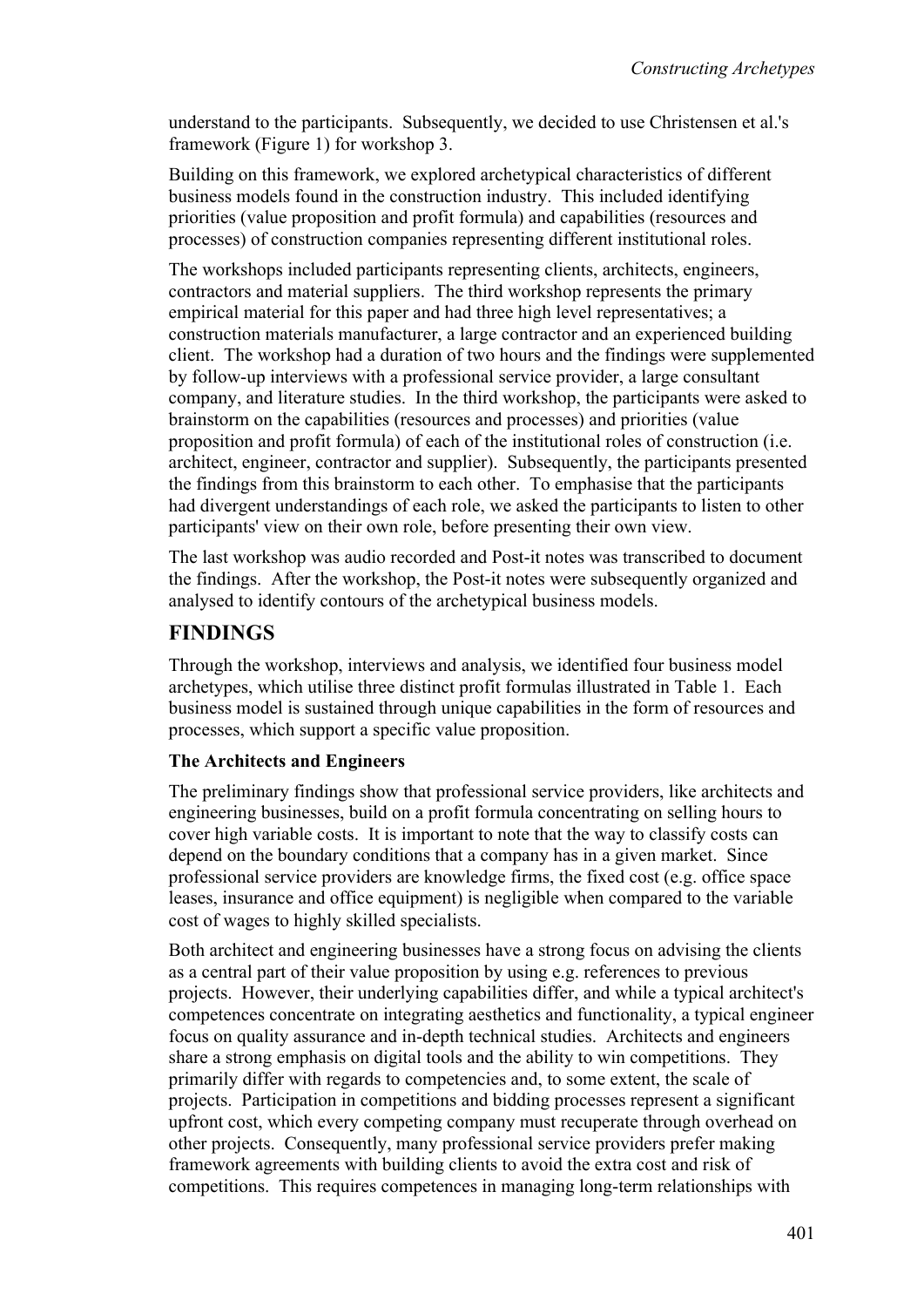understand to the participants. Subsequently, we decided to use Christensen et al.'s framework (Figure 1) for workshop 3.

Building on this framework, we explored archetypical characteristics of different business models found in the construction industry. This included identifying priorities (value proposition and profit formula) and capabilities (resources and processes) of construction companies representing different institutional roles.

The workshops included participants representing clients, architects, engineers, contractors and material suppliers. The third workshop represents the primary empirical material for this paper and had three high level representatives; a construction materials manufacturer, a large contractor and an experienced building client. The workshop had a duration of two hours and the findings were supplemented by follow-up interviews with a professional service provider, a large consultant company, and literature studies. In the third workshop, the participants were asked to brainstorm on the capabilities (resources and processes) and priorities (value proposition and profit formula) of each of the institutional roles of construction (i.e. architect, engineer, contractor and supplier). Subsequently, the participants presented the findings from this brainstorm to each other. To emphasise that the participants had divergent understandings of each role, we asked the participants to listen to other participants' view on their own role, before presenting their own view.

The last workshop was audio recorded and Post-it notes was transcribed to document the findings. After the workshop, the Post-it notes were subsequently organized and analysed to identify contours of the archetypical business models.

## FINDINGS

Through the workshop, interviews and analysis, we identified four business model archetypes, which utilise three distinct profit formulas illustrated in Table 1. Each business model is sustained through unique capabilities in the form of resources and processes, which support a specific value proposition.

### The Architects and Engineers

The preliminary findings show that professional service providers, like architects and engineering businesses, build on a profit formula concentrating on selling hours to cover high variable costs. It is important to note that the way to classify costs can depend on the boundary conditions that a company has in a given market. Since professional service providers are knowledge firms, the fixed cost (e.g. office space leases, insurance and office equipment) is negligible when compared to the variable cost of wages to highly skilled specialists.

Both architect and engineering businesses have a strong focus on advising the clients as a central part of their value proposition by using e.g. references to previous projects. However, their underlying capabilities differ, and while a typical architect's competences concentrate on integrating aesthetics and functionality, a typical engineer focus on quality assurance and in-depth technical studies. Architects and engineers share a strong emphasis on digital tools and the ability to win competitions. They primarily differ with regards to competencies and, to some extent, the scale of projects. Participation in competitions and bidding processes represent a significant upfront cost, which every competing company must recuperate through overhead on other projects. Consequently, many professional service providers prefer making framework agreements with building clients to avoid the extra cost and risk of competitions. This requires competences in managing long-term relationships with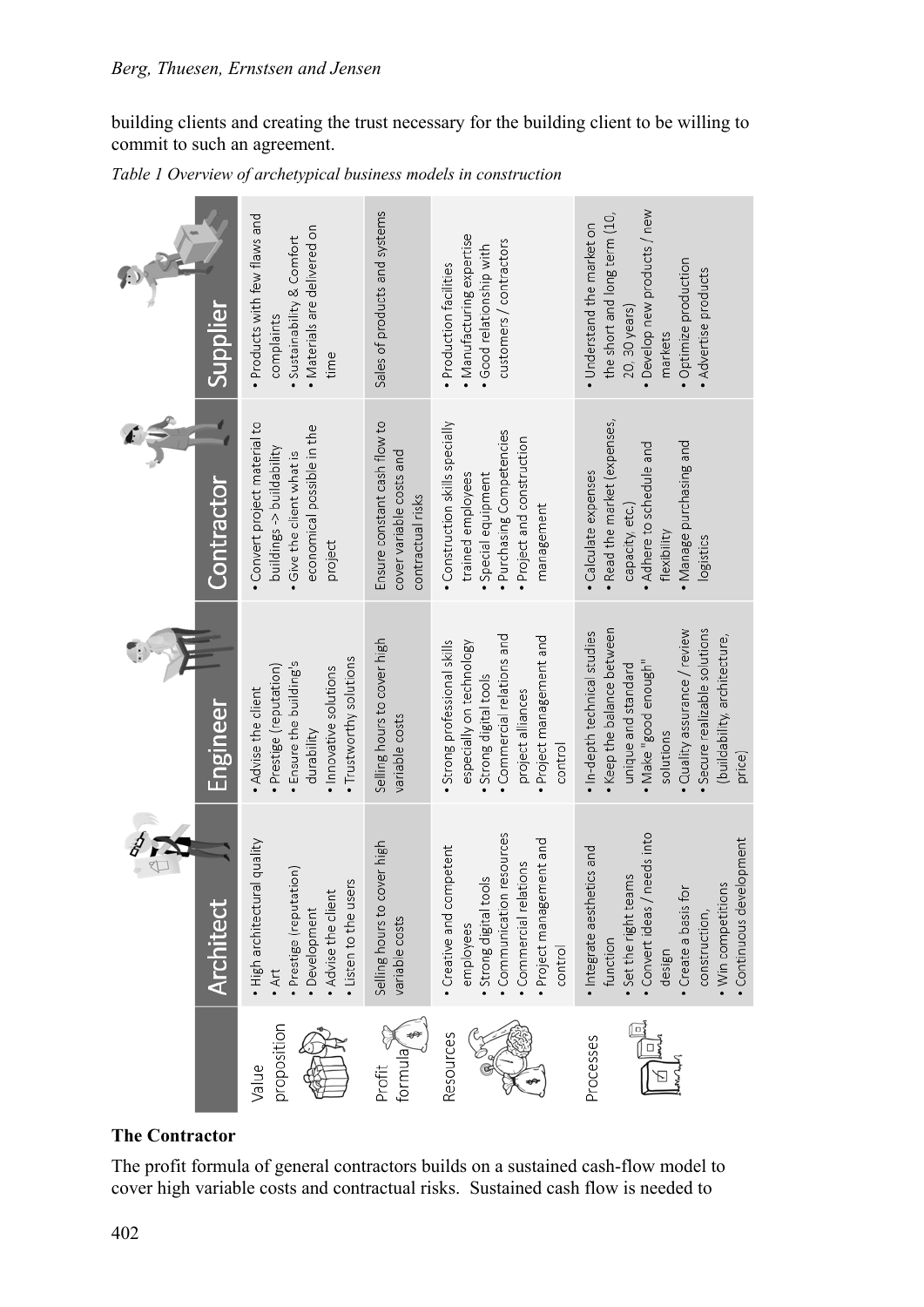building clients and creating the trust necessary for the building client to be willing to commit to such an agreement.

*Table 1 Overview of archetypical business models in construction*

| | Architect | Engineer | Contractor | Supplier |
|---|---|---|---|---|
| Value proposition | • High architectural quality<br>• Art<br>• Prestige (reputation)<br>• Development<br>• Advise the client<br>• Listen to the users | • Advise the client<br>• Prestige (reputation)<br>• Ensure the building's durability<br>• Innovative solutions<br>• Trustworthy solutions | • Convert project material to buildings -> buildability<br>• Give the client what is economical possible in the project | • Products with few flaws and complaints<br>• Sustainability & Comfort<br>• Materials are delivered on time |
| Profit formula | Selling hours to cover high variable costs | Selling hours to cover high variable costs | Ensure constant cash flow to cover variable costs and contractual risks | Sales of products and systems |
| Resources | • Creative and competent employees<br>• Strong digital tools<br>• Communication resources<br>• Commercial relations<br>• Project management and control | • Strong professional skills especially on technology<br>• Strong digital tools<br>• Commercial relations and project alliances<br>• Project management and control | • Construction skills specially trained employees<br>• Special equipment<br>• Purchasing Competencies<br>• Project and construction management | • Production facilities<br>• Manufacturing expertise<br>• Good relationship with customers / contractors |
| Processes | • Integrate aesthetics and function<br>• Set the right teams<br>• Convert ideas / needs into design<br>• Create a basis for construction,<br>• Win competitions<br>• Continuous development | • In-depth technical studies<br>• Keep the balance between unique and standard<br>• Make "good enough" solutions<br>• Quality assurance / review<br>• Secure realizable solutions (buildability, architecture, price) | • Calculate expenses<br>• Read the market (expenses, capacity, etc.)<br>• Adhere to schedule and flexibility<br>• Manage purchasing and logistics | • Understand the market on the short and long term (10, 20, 30 years)<br>• Develop new products / new markets<br>• Optimize production<br>• Advertise products |

**The Contractor**

The profit formula of general contractors builds on a sustained cash-flow model to cover high variable costs and contractual risks. Sustained cash flow is needed to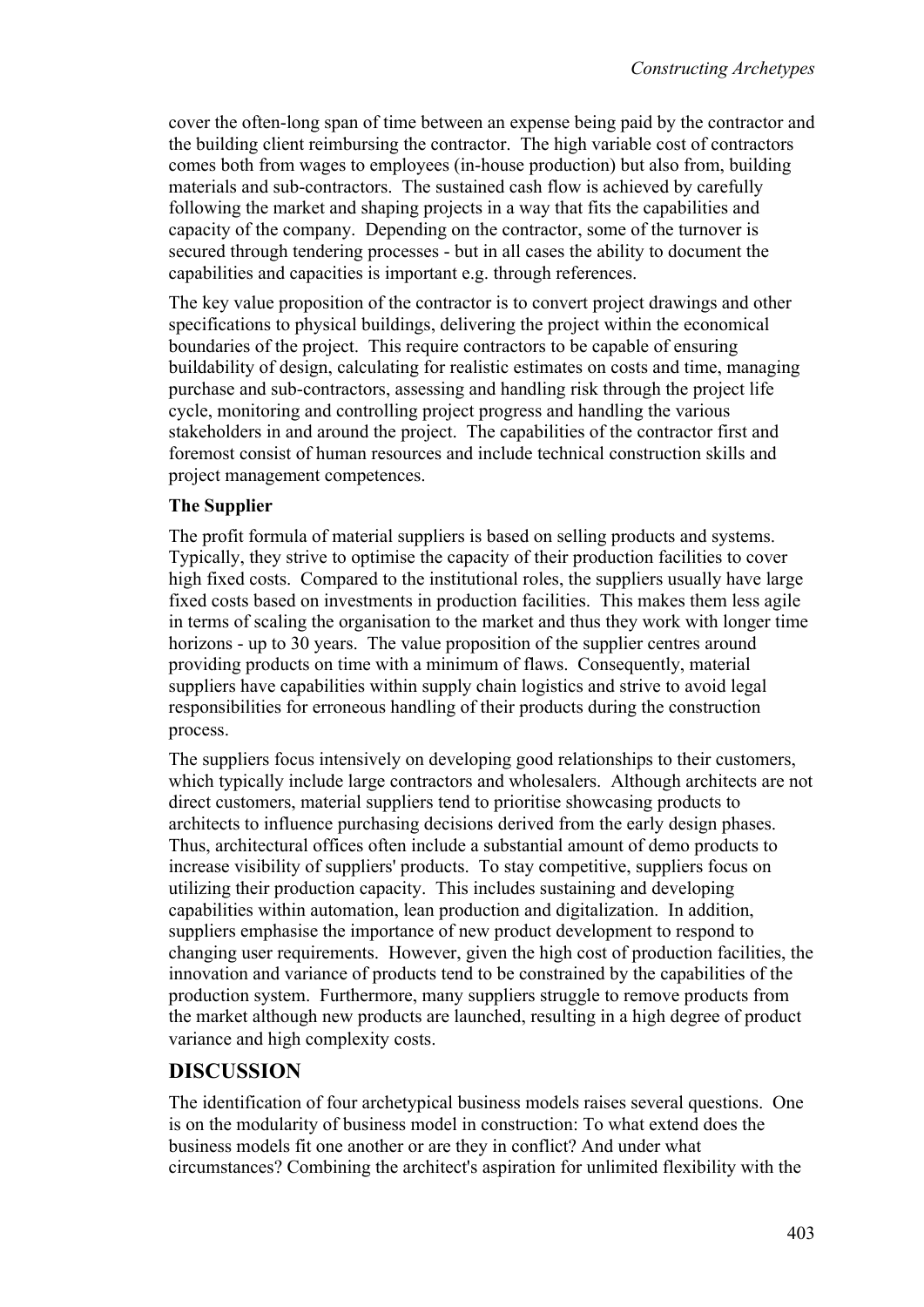cover the often-long span of time between an expense being paid by the contractor and the building client reimbursing the contractor. The high variable cost of contractors comes both from wages to employees (in-house production) but also from, building materials and sub-contractors. The sustained cash flow is achieved by carefully following the market and shaping projects in a way that fits the capabilities and capacity of the company. Depending on the contractor, some of the turnover is secured through tendering processes - but in all cases the ability to document the capabilities and capacities is important e.g. through references.

The key value proposition of the contractor is to convert project drawings and other specifications to physical buildings, delivering the project within the economical boundaries of the project. This require contractors to be capable of ensuring buildability of design, calculating for realistic estimates on costs and time, managing purchase and sub-contractors, assessing and handling risk through the project life cycle, monitoring and controlling project progress and handling the various stakeholders in and around the project. The capabilities of the contractor first and foremost consist of human resources and include technical construction skills and project management competences.

**The Supplier**

The profit formula of material suppliers is based on selling products and systems. Typically, they strive to optimise the capacity of their production facilities to cover high fixed costs. Compared to the institutional roles, the suppliers usually have large fixed costs based on investments in production facilities. This makes them less agile in terms of scaling the organisation to the market and thus they work with longer time horizons - up to 30 years. The value proposition of the supplier centres around providing products on time with a minimum of flaws. Consequently, material suppliers have capabilities within supply chain logistics and strive to avoid legal responsibilities for erroneous handling of their products during the construction process.

The suppliers focus intensively on developing good relationships to their customers, which typically include large contractors and wholesalers. Although architects are not direct customers, material suppliers tend to prioritise showcasing products to architects to influence purchasing decisions derived from the early design phases. Thus, architectural offices often include a substantial amount of demo products to increase visibility of suppliers' products. To stay competitive, suppliers focus on utilizing their production capacity. This includes sustaining and developing capabilities within automation, lean production and digitalization. In addition, suppliers emphasise the importance of new product development to respond to changing user requirements. However, given the high cost of production facilities, the innovation and variance of products tend to be constrained by the capabilities of the production system. Furthermore, many suppliers struggle to remove products from the market although new products are launched, resulting in a high degree of product variance and high complexity costs.

## DISCUSSION

The identification of four archetypical business models raises several questions. One is on the modularity of business model in construction: To what extend does the business models fit one another or are they in conflict? And under what circumstances? Combining the architect's aspiration for unlimited flexibility with the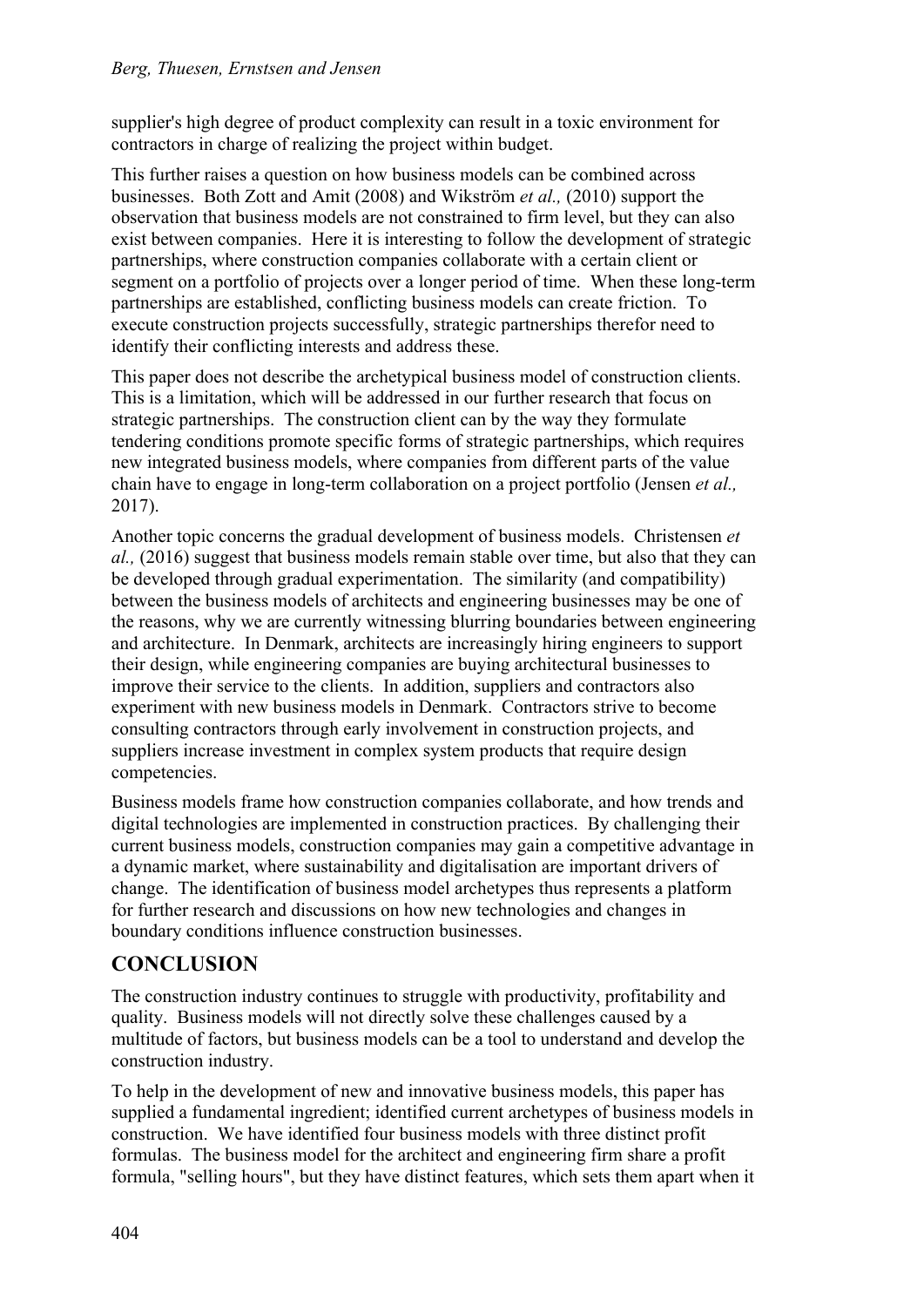supplier's high degree of product complexity can result in a toxic environment for contractors in charge of realizing the project within budget.

This further raises a question on how business models can be combined across businesses. Both Zott and Amit (2008) and Wikström *et al.,* (2010) support the observation that business models are not constrained to firm level, but they can also exist between companies. Here it is interesting to follow the development of strategic partnerships, where construction companies collaborate with a certain client or segment on a portfolio of projects over a longer period of time. When these long-term partnerships are established, conflicting business models can create friction. To execute construction projects successfully, strategic partnerships therefor need to identify their conflicting interests and address these.

This paper does not describe the archetypical business model of construction clients. This is a limitation, which will be addressed in our further research that focus on strategic partnerships. The construction client can by the way they formulate tendering conditions promote specific forms of strategic partnerships, which requires new integrated business models, where companies from different parts of the value chain have to engage in long-term collaboration on a project portfolio (Jensen *et al.,* 2017).

Another topic concerns the gradual development of business models. Christensen *et al.,* (2016) suggest that business models remain stable over time, but also that they can be developed through gradual experimentation. The similarity (and compatibility) between the business models of architects and engineering businesses may be one of the reasons, why we are currently witnessing blurring boundaries between engineering and architecture. In Denmark, architects are increasingly hiring engineers to support their design, while engineering companies are buying architectural businesses to improve their service to the clients. In addition, suppliers and contractors also experiment with new business models in Denmark. Contractors strive to become consulting contractors through early involvement in construction projects, and suppliers increase investment in complex system products that require design competencies.

Business models frame how construction companies collaborate, and how trends and digital technologies are implemented in construction practices. By challenging their current business models, construction companies may gain a competitive advantage in a dynamic market, where sustainability and digitalisation are important drivers of change. The identification of business model archetypes thus represents a platform for further research and discussions on how new technologies and changes in boundary conditions influence construction businesses.

## CONCLUSION

The construction industry continues to struggle with productivity, profitability and quality. Business models will not directly solve these challenges caused by a multitude of factors, but business models can be a tool to understand and develop the construction industry.

To help in the development of new and innovative business models, this paper has supplied a fundamental ingredient; identified current archetypes of business models in construction. We have identified four business models with three distinct profit formulas. The business model for the architect and engineering firm share a profit formula, "selling hours", but they have distinct features, which sets them apart when it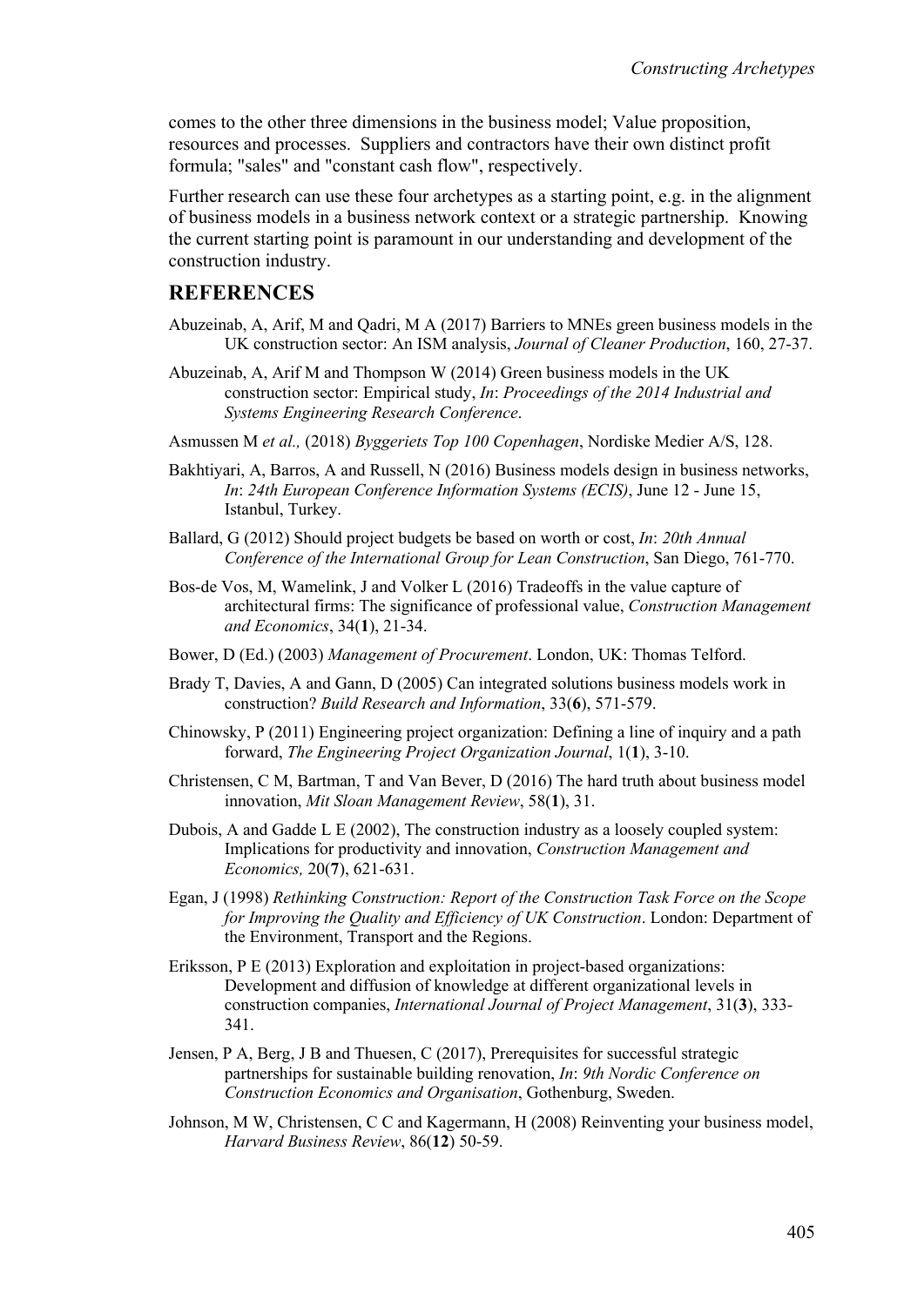comes to the other three dimensions in the business model; Value proposition, resources and processes. Suppliers and contractors have their own distinct profit formula; "sales" and "constant cash flow", respectively.

Further research can use these four archetypes as a starting point, e.g. in the alignment of business models in a business network context or a strategic partnership. Knowing the current starting point is paramount in our understanding and development of the construction industry.

## REFERENCES

Abuzeinab, A, Arif, M and Qadri, M A (2017) Barriers to MNEs green business models in the UK construction sector: An ISM analysis, *Journal of Cleaner Production*, 160, 27-37.

Abuzeinab, A, Arif M and Thompson W (2014) Green business models in the UK construction sector: Empirical study, *In*: *Proceedings of the 2014 Industrial and Systems Engineering Research Conference*.

Asmussen M *et al.,* (2018) *Byggeriets Top 100 Copenhagen*, Nordiske Medier A/S, 128.

Bakhtiyari, A, Barros, A and Russell, N (2016) Business models design in business networks, *In*: *24th European Conference Information Systems (ECIS)*, June 12 - June 15, Istanbul, Turkey.

Ballard, G (2012) Should project budgets be based on worth or cost, *In*: *20th Annual Conference of the International Group for Lean Construction*, San Diego, 761-770.

Bos-de Vos, M, Wamelink, J and Volker L (2016) Tradeoffs in the value capture of architectural firms: The significance of professional value, *Construction Management and Economics*, 34(**1**), 21-34.

Bower, D (Ed.) (2003) *Management of Procurement*. London, UK: Thomas Telford.

Brady T, Davies, A and Gann, D (2005) Can integrated solutions business models work in construction? *Build Research and Information*, 33(**6**), 571-579.

Chinowsky, P (2011) Engineering project organization: Defining a line of inquiry and a path forward, *The Engineering Project Organization Journal*, 1(**1**), 3-10.

Christensen, C M, Bartman, T and Van Bever, D (2016) The hard truth about business model innovation, *Mit Sloan Management Review*, 58(**1**), 31.

Dubois, A and Gadde L E (2002), The construction industry as a loosely coupled system: Implications for productivity and innovation, *Construction Management and Economics,* 20(**7**), 621-631.

Egan, J (1998) *Rethinking Construction: Report of the Construction Task Force on the Scope for Improving the Quality and Efficiency of UK Construction*. London: Department of the Environment, Transport and the Regions.

Eriksson, P E (2013) Exploration and exploitation in project-based organizations: Development and diffusion of knowledge at different organizational levels in construction companies, *International Journal of Project Management*, 31(**3**), 333-341.

Jensen, P A, Berg, J B and Thuesen, C (2017), Prerequisites for successful strategic partnerships for sustainable building renovation, *In*: *9th Nordic Conference on Construction Economics and Organisation*, Gothenburg, Sweden.

Johnson, M W, Christensen, C C and Kagermann, H (2008) Reinventing your business model, *Harvard Business Review*, 86(**12**) 50-59.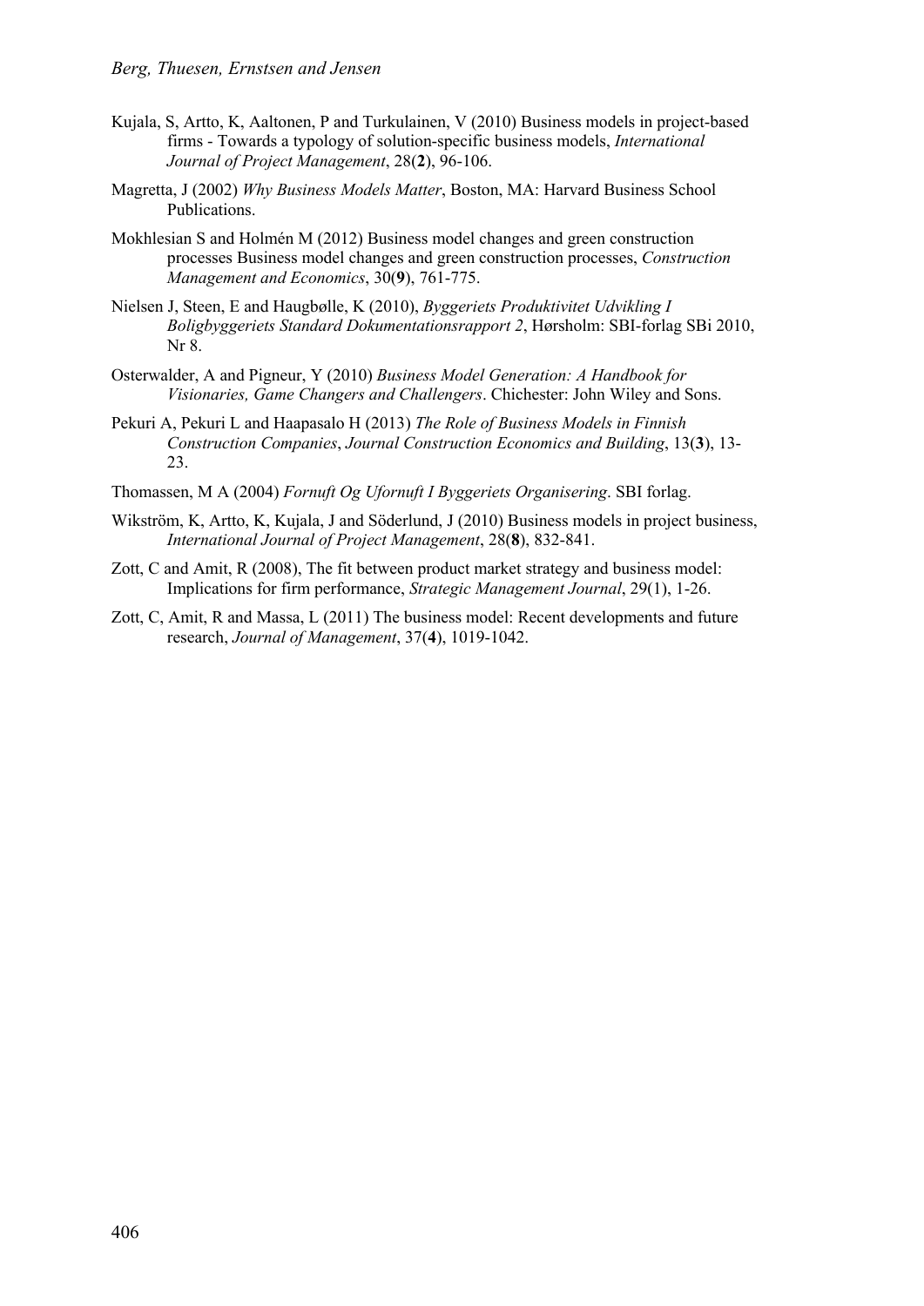Kujala, S, Artto, K, Aaltonen, P and Turkulainen, V (2010) Business models in project-based firms - Towards a typology of solution-specific business models, *International Journal of Project Management*, 28(**2**), 96-106.

Magretta, J (2002) *Why Business Models Matter*, Boston, MA: Harvard Business School Publications.

Mokhlesian S and Holmén M (2012) Business model changes and green construction processes Business model changes and green construction processes, *Construction Management and Economics*, 30(**9**), 761-775.

Nielsen J, Steen, E and Haugbølle, K (2010), *Byggeriets Produktivitet Udvikling I Boligbyggeriets Standard Dokumentationsrapport 2*, Hørsholm: SBI-forlag SBi 2010, Nr 8.

Osterwalder, A and Pigneur, Y (2010) *Business Model Generation: A Handbook for Visionaries, Game Changers and Challengers*. Chichester: John Wiley and Sons.

Pekuri A, Pekuri L and Haapasalo H (2013) *The Role of Business Models in Finnish Construction Companies*, *Journal Construction Economics and Building*, 13(**3**), 13-23.

Thomassen, M A (2004) *Fornuft Og Ufornuft I Byggeriets Organisering*. SBI forlag.

Wikström, K, Artto, K, Kujala, J and Söderlund, J (2010) Business models in project business, *International Journal of Project Management*, 28(**8**), 832-841.

Zott, C and Amit, R (2008), The fit between product market strategy and business model: Implications for firm performance, *Strategic Management Journal*, 29(1), 1-26.

Zott, C, Amit, R and Massa, L (2011) The business model: Recent developments and future research, *Journal of Management*, 37(**4**), 1019-1042.